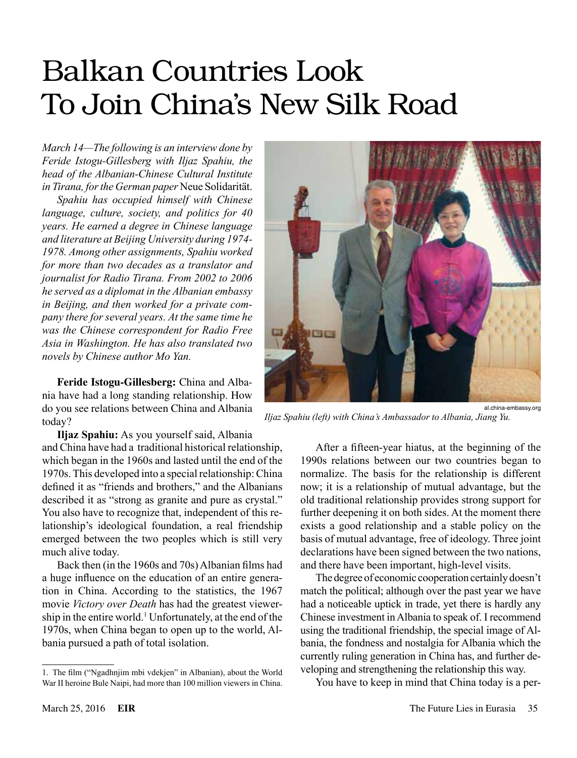# Balkan Countries Look To Join China's New Silk Road

*March 14—The following is an interview done by Feride Istogu-Gillesberg with Iljaz Spahiu, the head of the Albanian-Chinese Cultural Institute in Tirana, for the German paper* Neue Solidarität.

*Spahiu has occupied himself with Chinese language, culture, society, and politics for 40 years. He earned a degree in Chinese language and literature at Beijing University during 1974-1978. Among other assignments, Spahiu worked for more than two decades as a translator and journalist for Radio Tirana. From 2002 to 2006 he served as a diplomat in the Albanian embassy in Beijing, and then worked for a private company there for several years. At the same time he was the Chinese correspondent for Radio Free Asia in Washington. He has also translated two novels by Chinese author Mo Yan.*

al.china-embassy.org

*Iljaz Spahiu (left) with China's Ambassador to Albania, Jiang Yu.*

**Feride Istogu-Gillesberg:** China and Albania have had a long standing relationship. How do you see relations between China and Albania today?

**Iljaz Spahiu:** As you yourself said, Albania and China have had a traditional historical relationship, which began in the 1960s and lasted until the end of the 1970s. This developed into a special relationship: China defined it as "friends and brothers," and the Albanians described it as "strong as granite and pure as crystal." You also have to recognize that, independent of this relationship's ideological foundation, a real friendship emerged between the two peoples which is still very much alive today.

Back then (in the 1960s and 70s) Albanian films had a huge influence on the education of an entire generation in China. According to the statistics, the 1967 movie *Victory over Death* has had the greatest viewership in the entire world.[1] Unfortunately, at the end of the 1970s, when China began to open up to the world, Albania pursued a path of total isolation.

After a fifteen-year hiatus, at the beginning of the 1990s relations between our two countries began to normalize. The basis for the relationship is different now; it is a relationship of mutual advantage, but the old traditional relationship provides strong support for further deepening it on both sides. At the moment there exists a good relationship and a stable policy on the basis of mutual advantage, free of ideology. Three joint declarations have been signed between the two nations, and there have been important, high-level visits.

The degree of economic cooperation certainly doesn't match the political; although over the past year we have had a noticeable uptick in trade, yet there is hardly any Chinese investment in Albania to speak of. I recommend using the traditional friendship, the special image of Albania, the fondness and nostalgia for Albania which the currently ruling generation in China has, and further developing and strengthening the relationship this way.

You have to keep in mind that China today is a per-

---

1. The film ("Ngadhnjim mbi vdekjen" in Albanian), about the World War II heroine Bule Naipi, had more than 100 million viewers in China.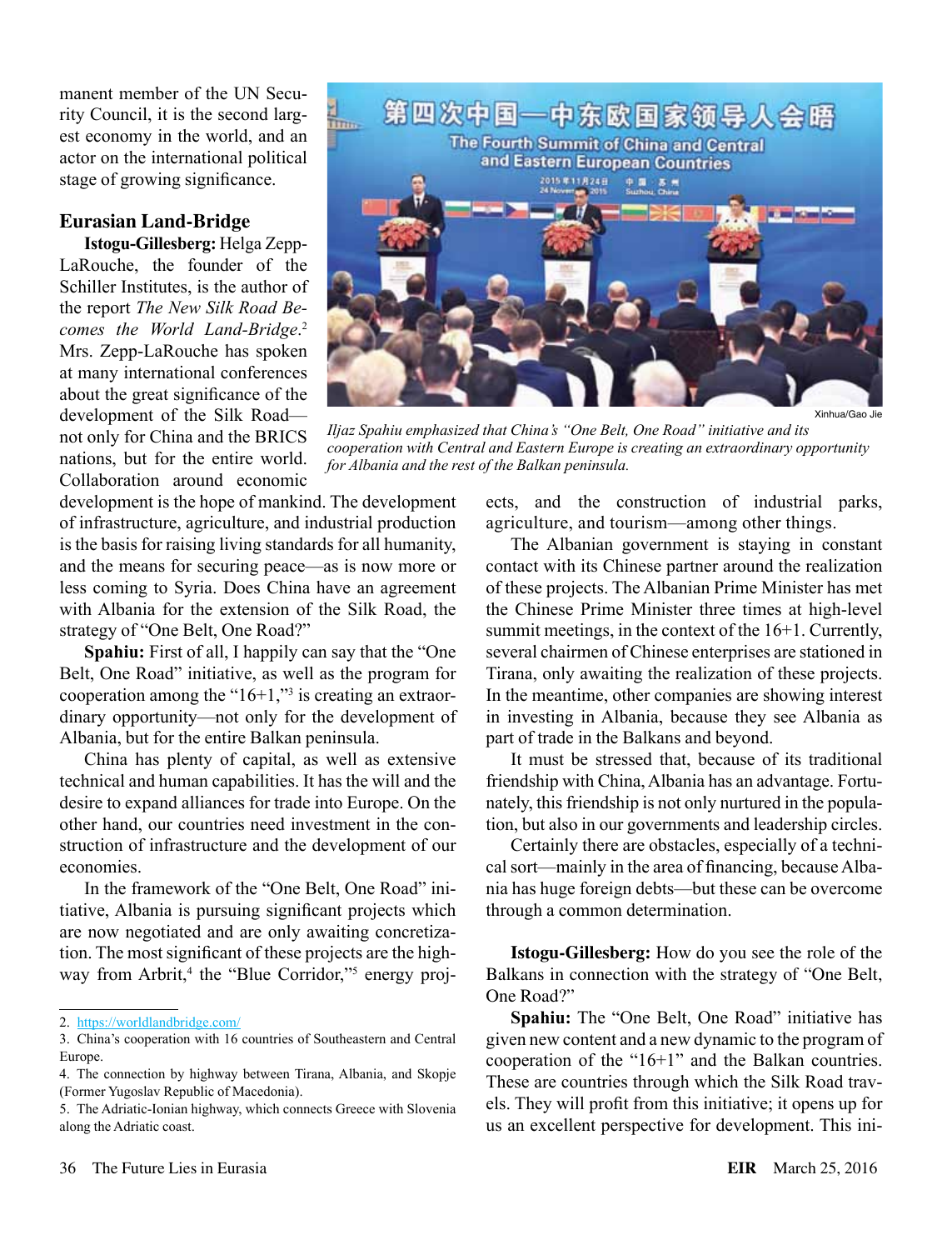manent member of the UN Security Council, it is the second largest economy in the world, and an actor on the international political stage of growing significance.

## Eurasian Land-Bridge

**Istogu-Gillesberg:** Helga Zepp-LaRouche, the founder of the Schiller Institutes, is the author of the report *The New Silk Road Becomes the World Land-Bridge*.[2] Mrs. Zepp-LaRouche has spoken at many international conferences about the great significance of the development of the Silk Road—not only for China and the BRICS nations, but for the entire world. Collaboration around economic development is the hope of mankind. The development of infrastructure, agriculture, and industrial production is the basis for raising living standards for all humanity, and the means for securing peace—as is now more or less coming to Syria. Does China have an agreement with Albania for the extension of the Silk Road, the strategy of "One Belt, One Road?"

**Spahiu:** First of all, I happily can say that the "One Belt, One Road" initiative, as well as the program for cooperation among the "16+1,"[3] is creating an extraordinary opportunity—not only for the development of Albania, but for the entire Balkan peninsula.

China has plenty of capital, as well as extensive technical and human capabilities. It has the will and the desire to expand alliances for trade into Europe. On the other hand, our countries need investment in the construction of infrastructure and the development of our economies.

In the framework of the "One Belt, One Road" initiative, Albania is pursuing significant projects which are now negotiated and are only awaiting concretization. The most significant of these projects are the highway from Arbrit,[4] the "Blue Corridor,"[5] energy projects, and the construction of industrial parks, agriculture, and tourism—among other things.

Xinhua/Gao Jie

*Iljaz Spahiu emphasized that China's "One Belt, One Road" initiative and its cooperation with Central and Eastern Europe is creating an extraordinary opportunity for Albania and the rest of the Balkan peninsula.*

The Albanian government is staying in constant contact with its Chinese partner around the realization of these projects. The Albanian Prime Minister has met the Chinese Prime Minister three times at high-level summit meetings, in the context of the 16+1. Currently, several chairmen of Chinese enterprises are stationed in Tirana, only awaiting the realization of these projects. In the meantime, other companies are showing interest in investing in Albania, because they see Albania as part of trade in the Balkans and beyond.

It must be stressed that, because of its traditional friendship with China, Albania has an advantage. Fortunately, this friendship is not only nurtured in the population, but also in our governments and leadership circles.

Certainly there are obstacles, especially of a technical sort—mainly in the area of financing, because Albania has huge foreign debts—but these can be overcome through a common determination.

**Istogu-Gillesberg:** How do you see the role of the Balkans in connection with the strategy of "One Belt, One Road?"

**Spahiu:** The "One Belt, One Road" initiative has given new content and a new dynamic to the program of cooperation of the "16+1" and the Balkan countries. These are countries through which the Silk Road travels. They will profit from this initiative; it opens up for us an excellent perspective for development. This ini-

---

2. https://worldlandbridge.com/
3. China's cooperation with 16 countries of Southeastern and Central Europe.
4. The connection by highway between Tirana, Albania, and Skopje (Former Yugoslav Republic of Macedonia).
5. The Adriatic-Ionian highway, which connects Greece with Slovenia along the Adriatic coast.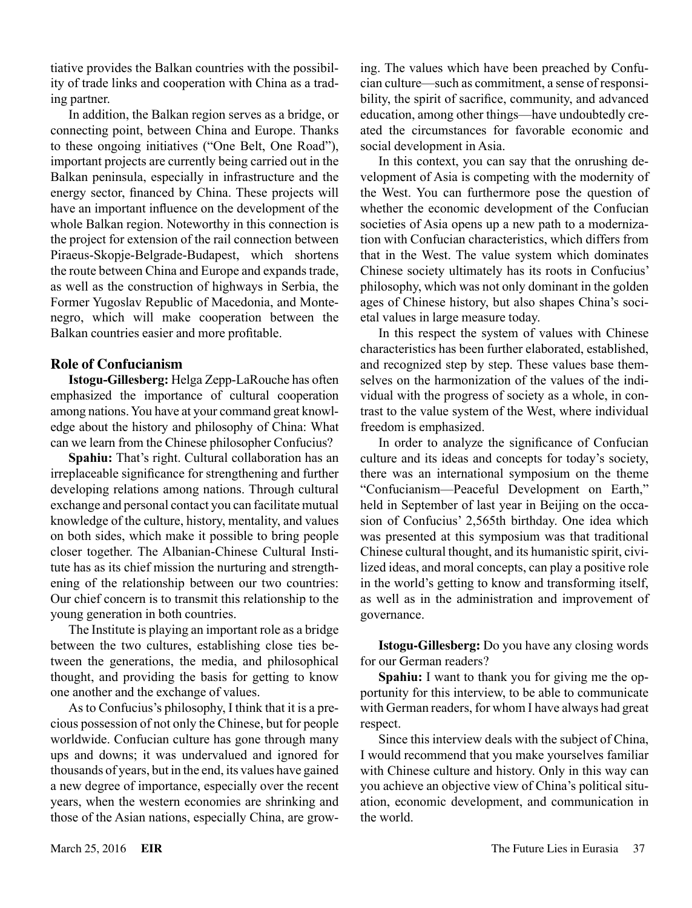tiative provides the Balkan countries with the possibility of trade links and cooperation with China as a trading partner.

In addition, the Balkan region serves as a bridge, or connecting point, between China and Europe. Thanks to these ongoing initiatives ("One Belt, One Road"), important projects are currently being carried out in the Balkan peninsula, especially in infrastructure and the energy sector, financed by China. These projects will have an important influence on the development of the whole Balkan region. Noteworthy in this connection is the project for extension of the rail connection between Piraeus-Skopje-Belgrade-Budapest, which shortens the route between China and Europe and expands trade, as well as the construction of highways in Serbia, the Former Yugoslav Republic of Macedonia, and Montenegro, which will make cooperation between the Balkan countries easier and more profitable.

## Role of Confucianism

**Istogu-Gillesberg:** Helga Zepp-LaRouche has often emphasized the importance of cultural cooperation among nations. You have at your command great knowledge about the history and philosophy of China: What can we learn from the Chinese philosopher Confucius?

**Spahiu:** That's right. Cultural collaboration has an irreplaceable significance for strengthening and further developing relations among nations. Through cultural exchange and personal contact you can facilitate mutual knowledge of the culture, history, mentality, and values on both sides, which make it possible to bring people closer together. The Albanian-Chinese Cultural Institute has as its chief mission the nurturing and strengthening of the relationship between our two countries: Our chief concern is to transmit this relationship to the young generation in both countries.

The Institute is playing an important role as a bridge between the two cultures, establishing close ties between the generations, the media, and philosophical thought, and providing the basis for getting to know one another and the exchange of values.

As to Confucius's philosophy, I think that it is a precious possession of not only the Chinese, but for people worldwide. Confucian culture has gone through many ups and downs; it was undervalued and ignored for thousands of years, but in the end, its values have gained a new degree of importance, especially over the recent years, when the western economies are shrinking and those of the Asian nations, especially China, are growing. The values which have been preached by Confucian culture—such as commitment, a sense of responsibility, the spirit of sacrifice, community, and advanced education, among other things—have undoubtedly created the circumstances for favorable economic and social development in Asia.

In this context, you can say that the onrushing development of Asia is competing with the modernity of the West. You can furthermore pose the question of whether the economic development of the Confucian societies of Asia opens up a new path to a modernization with Confucian characteristics, which differs from that in the West. The value system which dominates Chinese society ultimately has its roots in Confucius' philosophy, which was not only dominant in the golden ages of Chinese history, but also shapes China's societal values in large measure today.

In this respect the system of values with Chinese characteristics has been further elaborated, established, and recognized step by step. These values base themselves on the harmonization of the values of the individual with the progress of society as a whole, in contrast to the value system of the West, where individual freedom is emphasized.

In order to analyze the significance of Confucian culture and its ideas and concepts for today's society, there was an international symposium on the theme "Confucianism—Peaceful Development on Earth," held in September of last year in Beijing on the occasion of Confucius' 2,565th birthday. One idea which was presented at this symposium was that traditional Chinese cultural thought, and its humanistic spirit, civilized ideas, and moral concepts, can play a positive role in the world's getting to know and transforming itself, as well as in the administration and improvement of governance.

**Istogu-Gillesberg:** Do you have any closing words for our German readers?

**Spahiu:** I want to thank you for giving me the opportunity for this interview, to be able to communicate with German readers, for whom I have always had great respect.

Since this interview deals with the subject of China, I would recommend that you make yourselves familiar with Chinese culture and history. Only in this way can you achieve an objective view of China's political situation, economic development, and communication in the world.